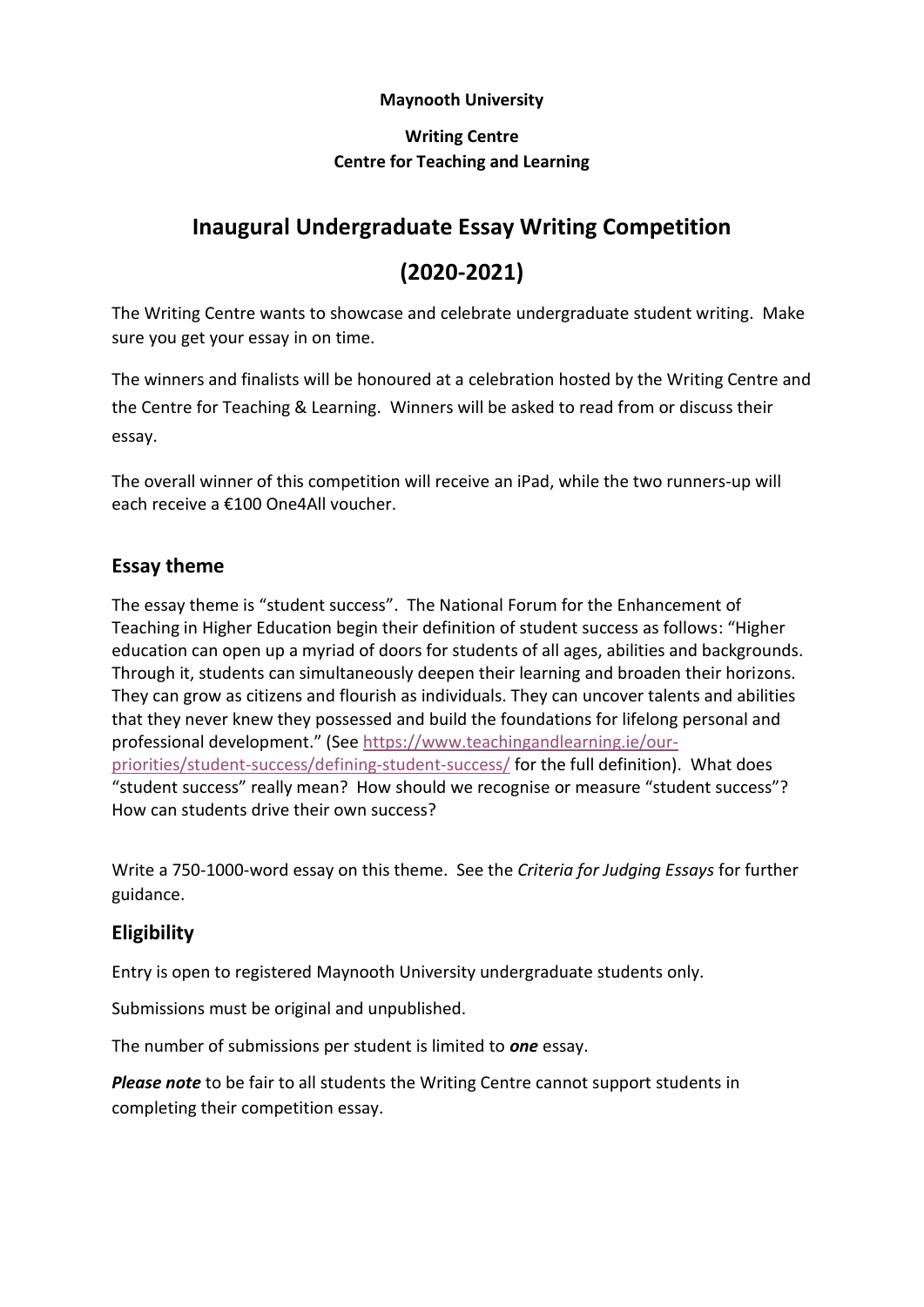**Maynooth University**

**Writing Centre**
**Centre for Teaching and Learning**

# Inaugural Undergraduate Essay Writing Competition (2020-2021)

The Writing Centre wants to showcase and celebrate undergraduate student writing. Make sure you get your essay in on time.

The winners and finalists will be honoured at a celebration hosted by the Writing Centre and the Centre for Teaching & Learning. Winners will be asked to read from or discuss their essay.

The overall winner of this competition will receive an iPad, while the two runners-up will each receive a €100 One4All voucher.

## Essay theme

The essay theme is "student success". The National Forum for the Enhancement of Teaching in Higher Education begin their definition of student success as follows: "Higher education can open up a myriad of doors for students of all ages, abilities and backgrounds. Through it, students can simultaneously deepen their learning and broaden their horizons. They can grow as citizens and flourish as individuals. They can uncover talents and abilities that they never knew they possessed and build the foundations for lifelong personal and professional development." (See https://www.teachingandlearning.ie/our-priorities/student-success/defining-student-success/ for the full definition). What does "student success" really mean? How should we recognise or measure "student success"? How can students drive their own success?

Write a 750-1000-word essay on this theme. See the *Criteria for Judging Essays* for further guidance.

## Eligibility

Entry is open to registered Maynooth University undergraduate students only.

Submissions must be original and unpublished.

The number of submissions per student is limited to ***one*** essay.

***Please note*** to be fair to all students the Writing Centre cannot support students in completing their competition essay.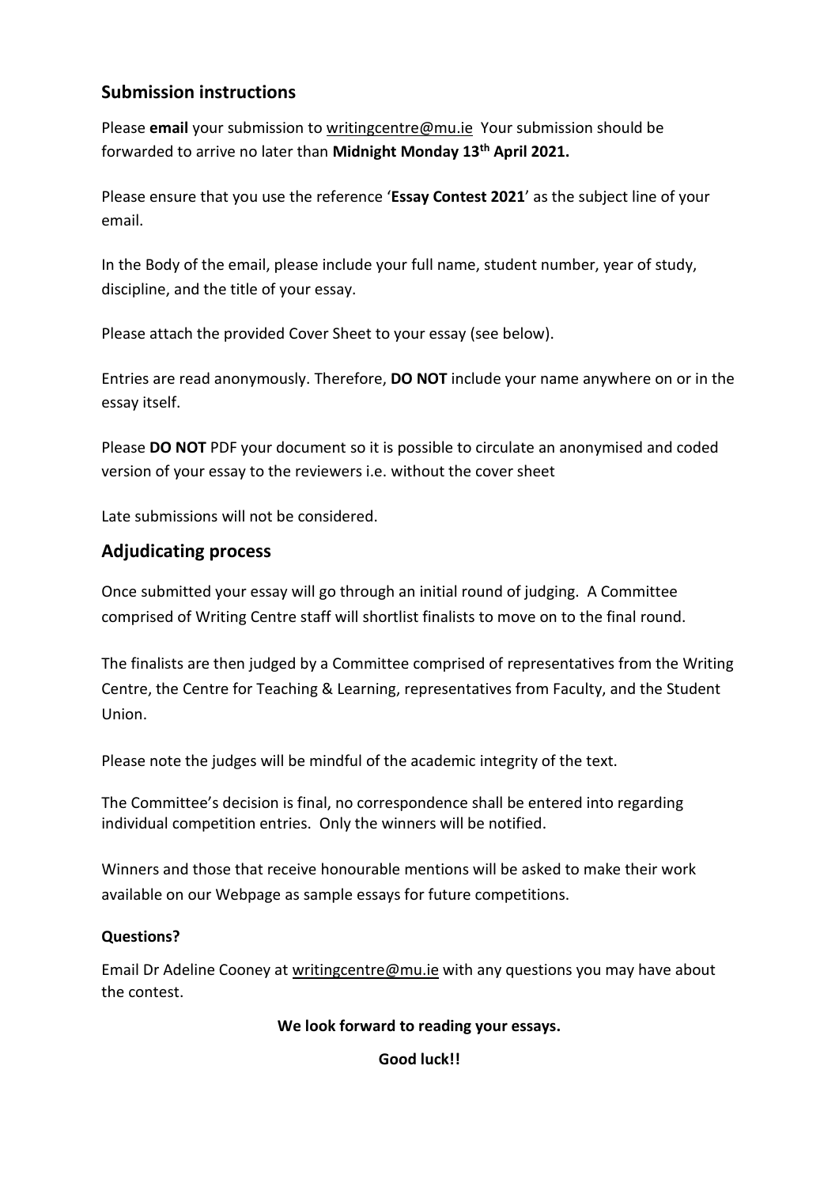## Submission instructions

Please **email** your submission to writingcentre@mu.ie Your submission should be forwarded to arrive no later than **Midnight Monday 13th April 2021.**

Please ensure that you use the reference '**Essay Contest 2021**' as the subject line of your email.

In the Body of the email, please include your full name, student number, year of study, discipline, and the title of your essay.

Please attach the provided Cover Sheet to your essay (see below).

Entries are read anonymously. Therefore, **DO NOT** include your name anywhere on or in the essay itself.

Please **DO NOT** PDF your document so it is possible to circulate an anonymised and coded version of your essay to the reviewers i.e. without the cover sheet

Late submissions will not be considered.

## Adjudicating process

Once submitted your essay will go through an initial round of judging. A Committee comprised of Writing Centre staff will shortlist finalists to move on to the final round.

The finalists are then judged by a Committee comprised of representatives from the Writing Centre, the Centre for Teaching & Learning, representatives from Faculty, and the Student Union.

Please note the judges will be mindful of the academic integrity of the text.

The Committee's decision is final, no correspondence shall be entered into regarding individual competition entries. Only the winners will be notified.

Winners and those that receive honourable mentions will be asked to make their work available on our Webpage as sample essays for future competitions.

**Questions?**

Email Dr Adeline Cooney at writingcentre@mu.ie with any questions you may have about the contest.

**We look forward to reading your essays.**

**Good luck!!**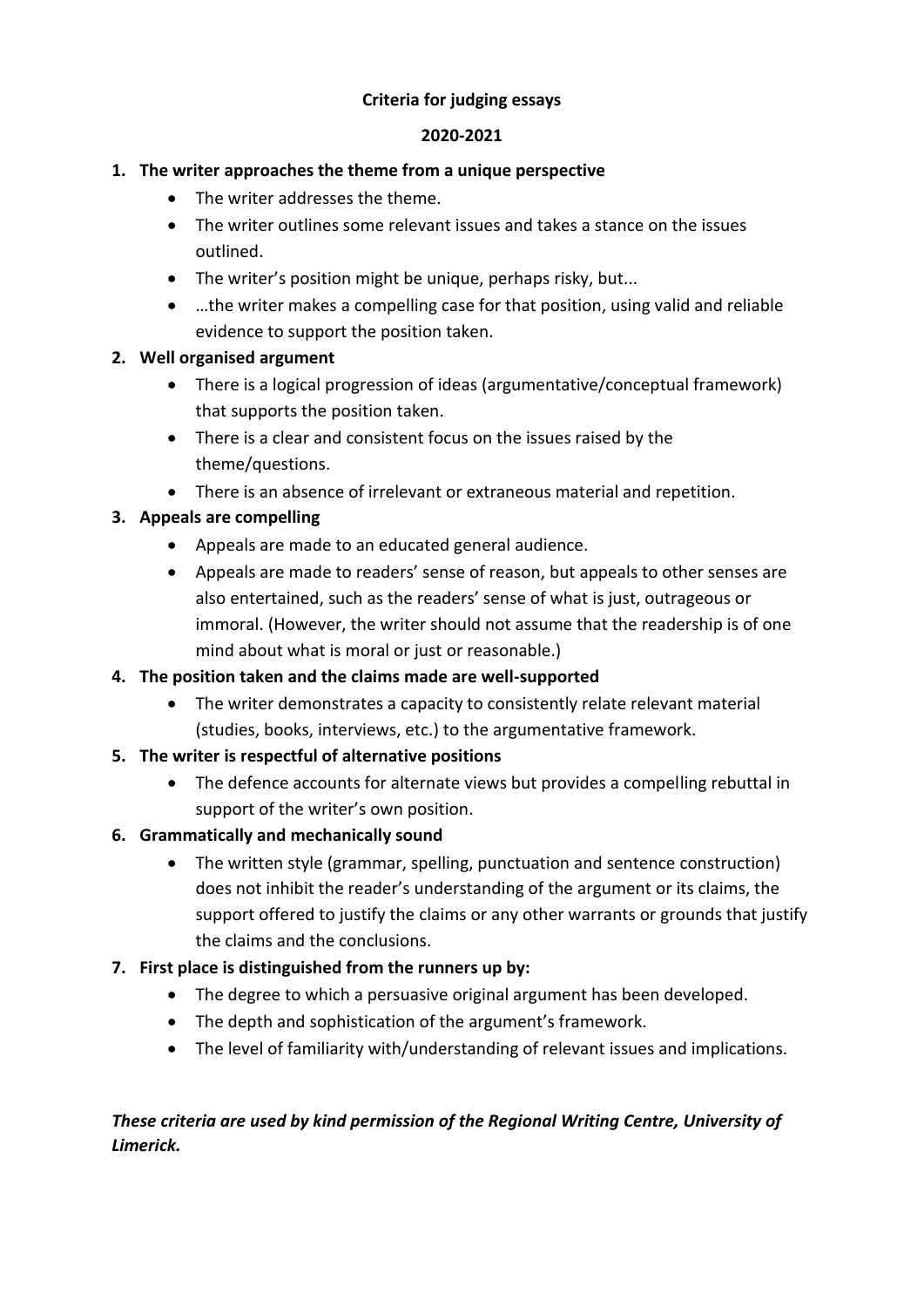**Criteria for judging essays**

**2020-2021**

1. **The writer approaches the theme from a unique perspective**
   - The writer addresses the theme.
   - The writer outlines some relevant issues and takes a stance on the issues outlined.
   - The writer's position might be unique, perhaps risky, but...
   - …the writer makes a compelling case for that position, using valid and reliable evidence to support the position taken.
2. **Well organised argument**
   - There is a logical progression of ideas (argumentative/conceptual framework) that supports the position taken.
   - There is a clear and consistent focus on the issues raised by the theme/questions.
   - There is an absence of irrelevant or extraneous material and repetition.
3. **Appeals are compelling**
   - Appeals are made to an educated general audience.
   - Appeals are made to readers' sense of reason, but appeals to other senses are also entertained, such as the readers' sense of what is just, outrageous or immoral. (However, the writer should not assume that the readership is of one mind about what is moral or just or reasonable.)
4. **The position taken and the claims made are well-supported**
   - The writer demonstrates a capacity to consistently relate relevant material (studies, books, interviews, etc.) to the argumentative framework.
5. **The writer is respectful of alternative positions**
   - The defence accounts for alternate views but provides a compelling rebuttal in support of the writer's own position.
6. **Grammatically and mechanically sound**
   - The written style (grammar, spelling, punctuation and sentence construction) does not inhibit the reader's understanding of the argument or its claims, the support offered to justify the claims or any other warrants or grounds that justify the claims and the conclusions.
7. **First place is distinguished from the runners up by:**
   - The degree to which a persuasive original argument has been developed.
   - The depth and sophistication of the argument's framework.
   - The level of familiarity with/understanding of relevant issues and implications.

***These criteria are used by kind permission of the Regional Writing Centre, University of Limerick.***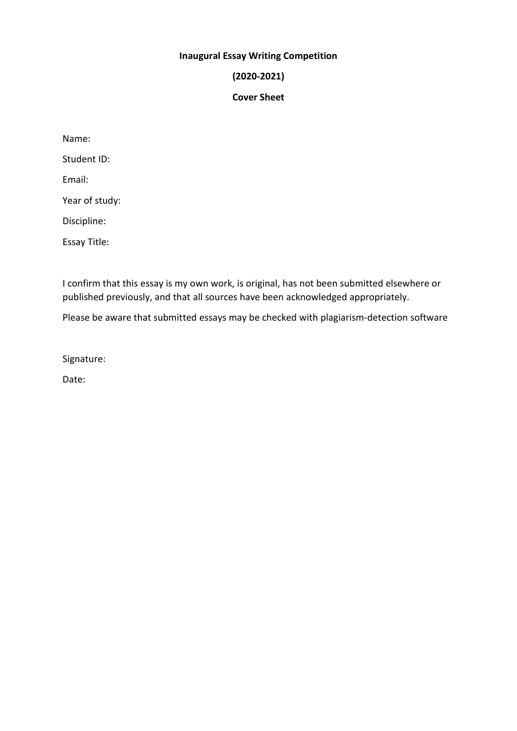**Inaugural Essay Writing Competition**

**(2020-2021)**

**Cover Sheet**

Name:

Student ID:

Email:

Year of study:

Discipline:

Essay Title:

I confirm that this essay is my own work, is original, has not been submitted elsewhere or published previously, and that all sources have been acknowledged appropriately.

Please be aware that submitted essays may be checked with plagiarism-detection software

Signature:

Date: